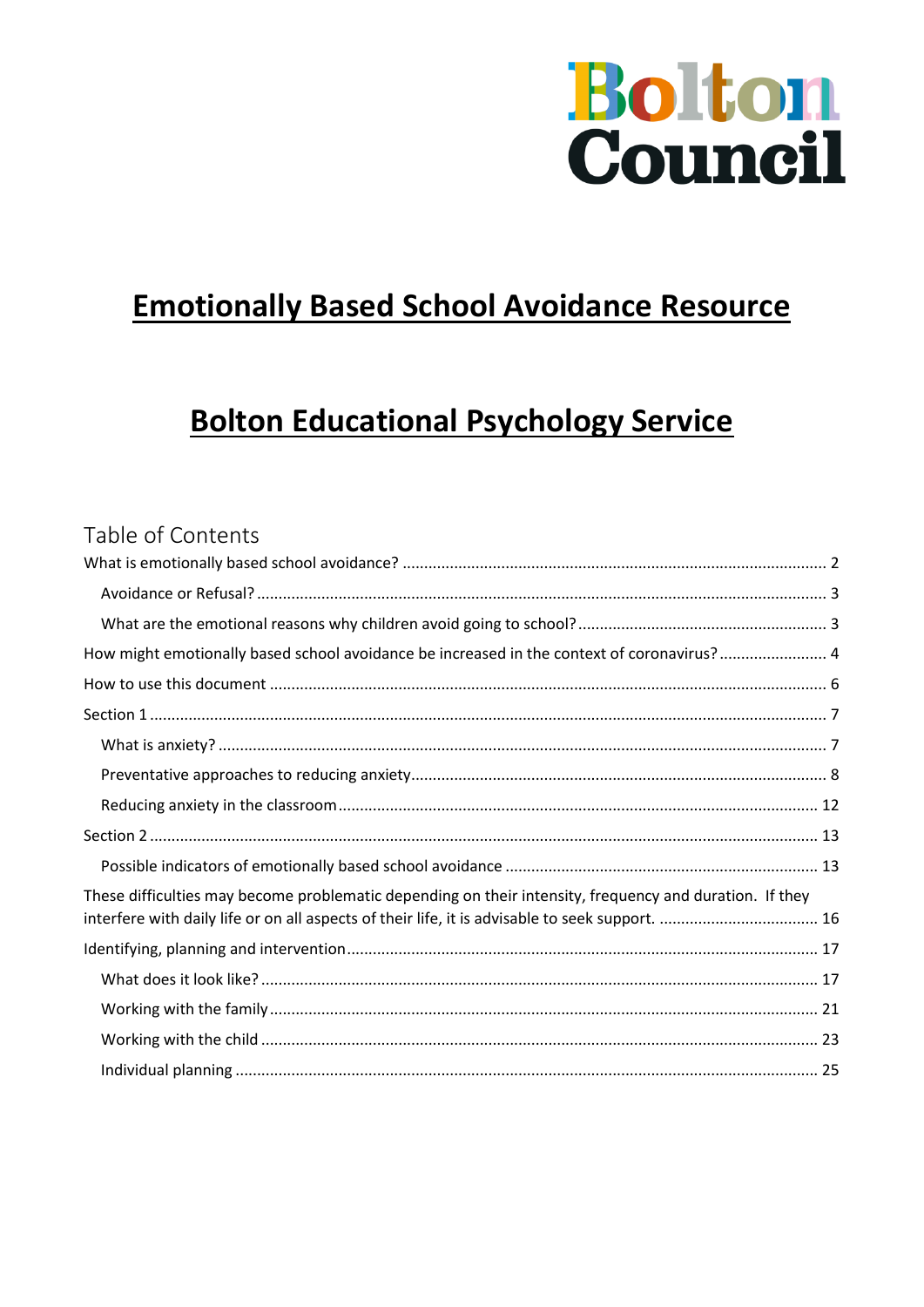Bolton Council

# Emotionally Based School Avoidance Resource

# Bolton Educational Psychology Service

## Table of Contents

What is emotionally based school avoidance? ..... 2

- Avoidance or Refusal? ..... 3
- What are the emotional reasons why children avoid going to school? ..... 3

How might emotionally based school avoidance be increased in the context of coronavirus? ..... 4

How to use this document ..... 6

Section 1 ..... 7

- What is anxiety? ..... 7
- Preventative approaches to reducing anxiety ..... 8
- Reducing anxiety in the classroom ..... 12

Section 2 ..... 13

- Possible indicators of emotionally based school avoidance ..... 13

These difficulties may become problematic depending on their intensity, frequency and duration. If they interfere with daily life or on all aspects of their life, it is advisable to seek support. ..... 16

Identifying, planning and intervention ..... 17

- What does it look like? ..... 17
- Working with the family ..... 21
- Working with the child ..... 23
- Individual planning ..... 25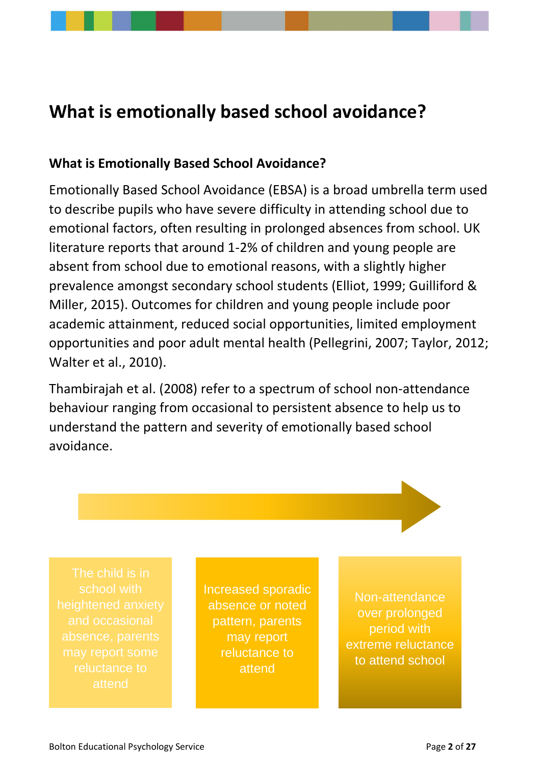# What is emotionally based school avoidance?

### What is Emotionally Based School Avoidance?

Emotionally Based School Avoidance (EBSA) is a broad umbrella term used to describe pupils who have severe difficulty in attending school due to emotional factors, often resulting in prolonged absences from school. UK literature reports that around 1-2% of children and young people are absent from school due to emotional reasons, with a slightly higher prevalence amongst secondary school students (Elliot, 1999; Guilliford & Miller, 2015). Outcomes for children and young people include poor academic attainment, reduced social opportunities, limited employment opportunities and poor adult mental health (Pellegrini, 2007; Taylor, 2012; Walter et al., 2010).

Thambirajah et al. (2008) refer to a spectrum of school non-attendance behaviour ranging from occasional to persistent absence to help us to understand the pattern and severity of emotionally based school avoidance.

The child is in school with heightened anxiety and occasional absence, parents may report some reluctance to attend

Increased sporadic absence or noted pattern, parents may report reluctance to attend

Non-attendance over prolonged period with extreme reluctance to attend school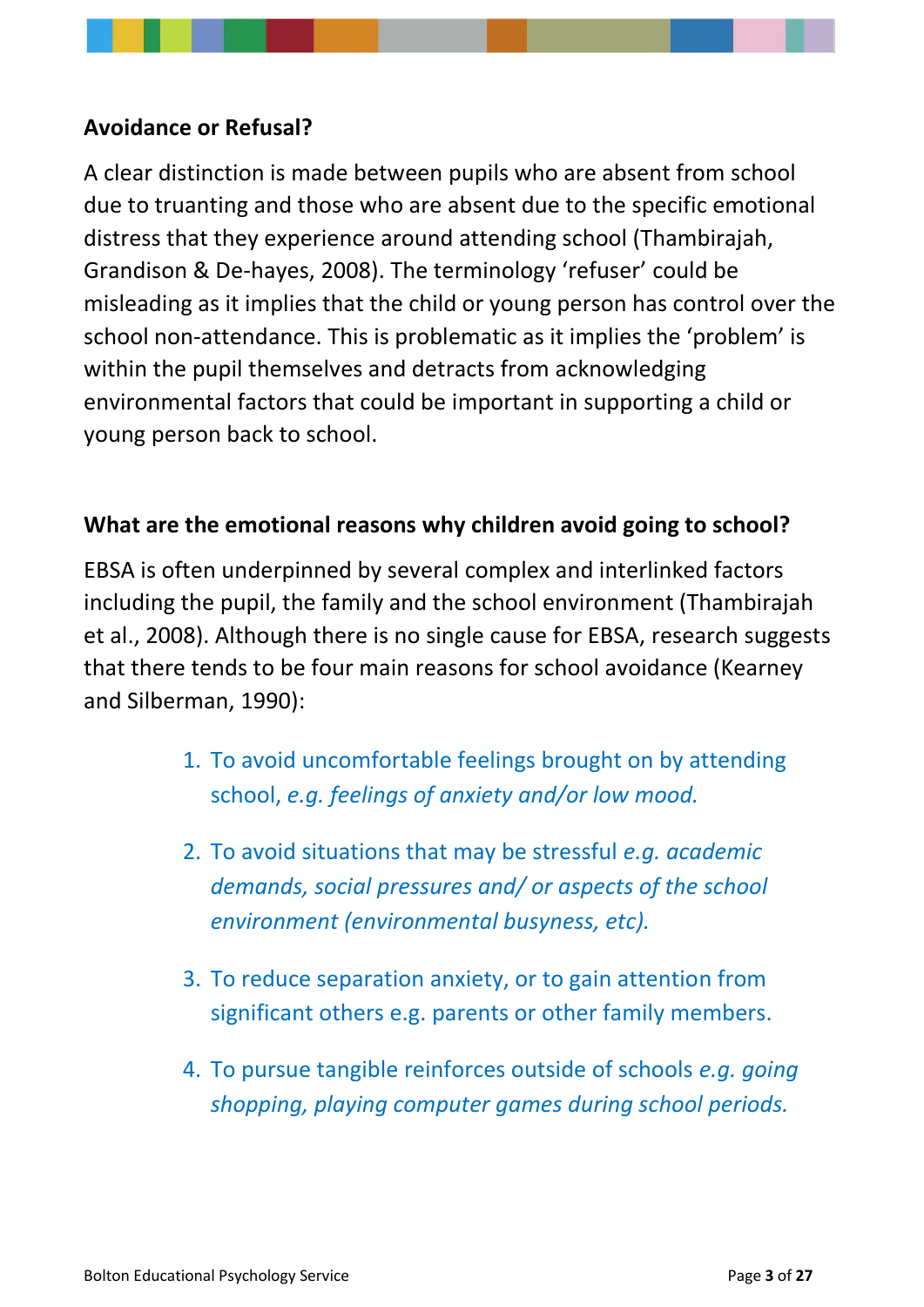**Avoidance or Refusal?**

A clear distinction is made between pupils who are absent from school due to truanting and those who are absent due to the specific emotional distress that they experience around attending school (Thambirajah, Grandison & De-hayes, 2008). The terminology 'refuser' could be misleading as it implies that the child or young person has control over the school non-attendance. This is problematic as it implies the 'problem' is within the pupil themselves and detracts from acknowledging environmental factors that could be important in supporting a child or young person back to school.

**What are the emotional reasons why children avoid going to school?**

EBSA is often underpinned by several complex and interlinked factors including the pupil, the family and the school environment (Thambirajah et al., 2008). Although there is no single cause for EBSA, research suggests that there tends to be four main reasons for school avoidance (Kearney and Silberman, 1990):

1. To avoid uncomfortable feelings brought on by attending school, *e.g. feelings of anxiety and/or low mood.*
2. To avoid situations that may be stressful *e.g. academic demands, social pressures and/ or aspects of the school environment (environmental busyness, etc).*
3. To reduce separation anxiety, or to gain attention from significant others e.g. parents or other family members.
4. To pursue tangible reinforces outside of schools *e.g. going shopping, playing computer games during school periods.*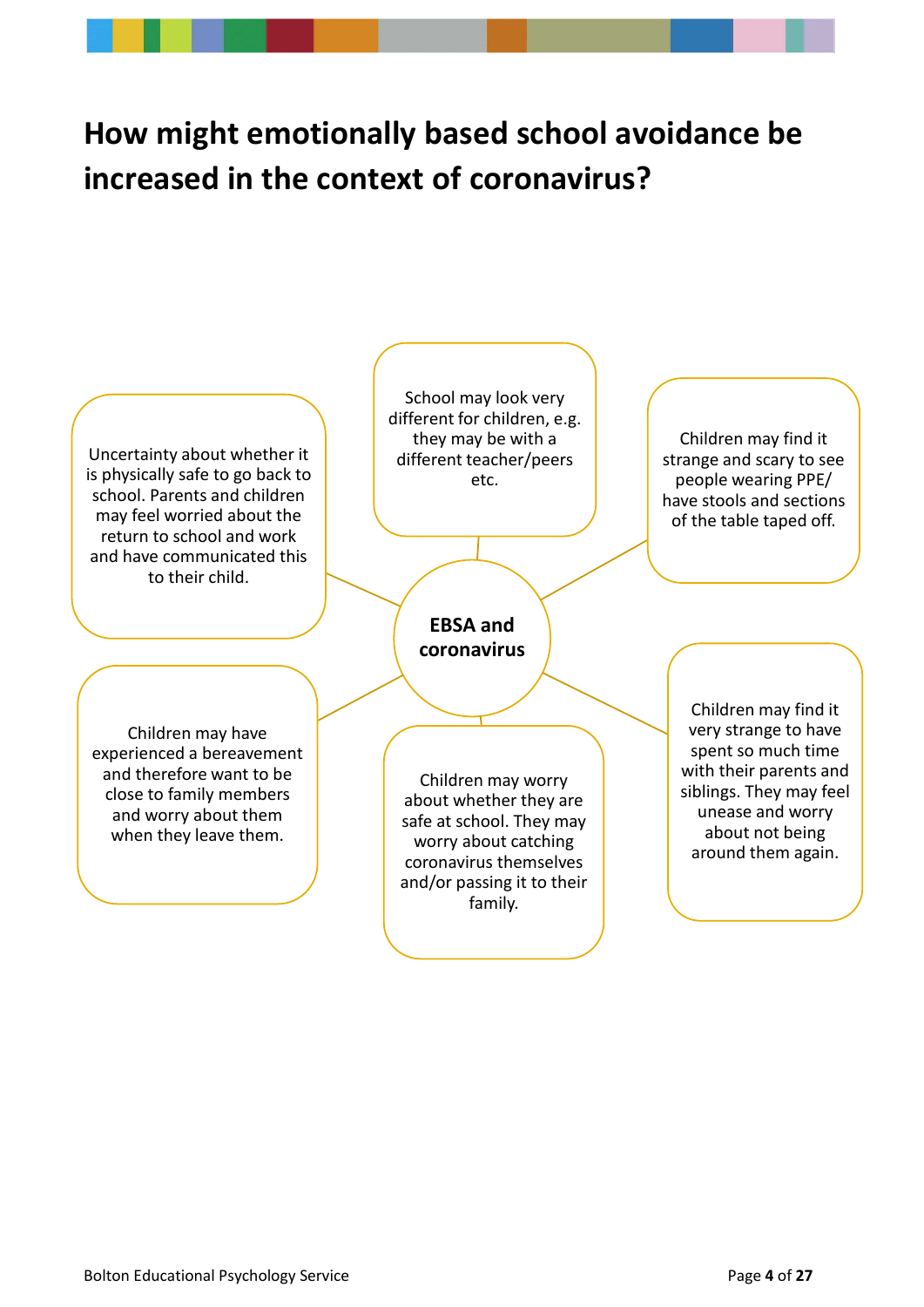# How might emotionally based school avoidance be increased in the context of coronavirus?

**EBSA and coronavirus**

- Uncertainty about whether it is physically safe to go back to school. Parents and children may feel worried about the return to school and work and have communicated this to their child.
- School may look very different for children, e.g. they may be with a different teacher/peers etc.
- Children may find it strange and scary to see people wearing PPE/ have stools and sections of the table taped off.
- Children may have experienced a bereavement and therefore want to be close to family members and worry about them when they leave them.
- Children may worry about whether they are safe at school. They may worry about catching coronavirus themselves and/or passing it to their family.
- Children may find it very strange to have spent so much time with their parents and siblings. They may feel unease and worry about not being around them again.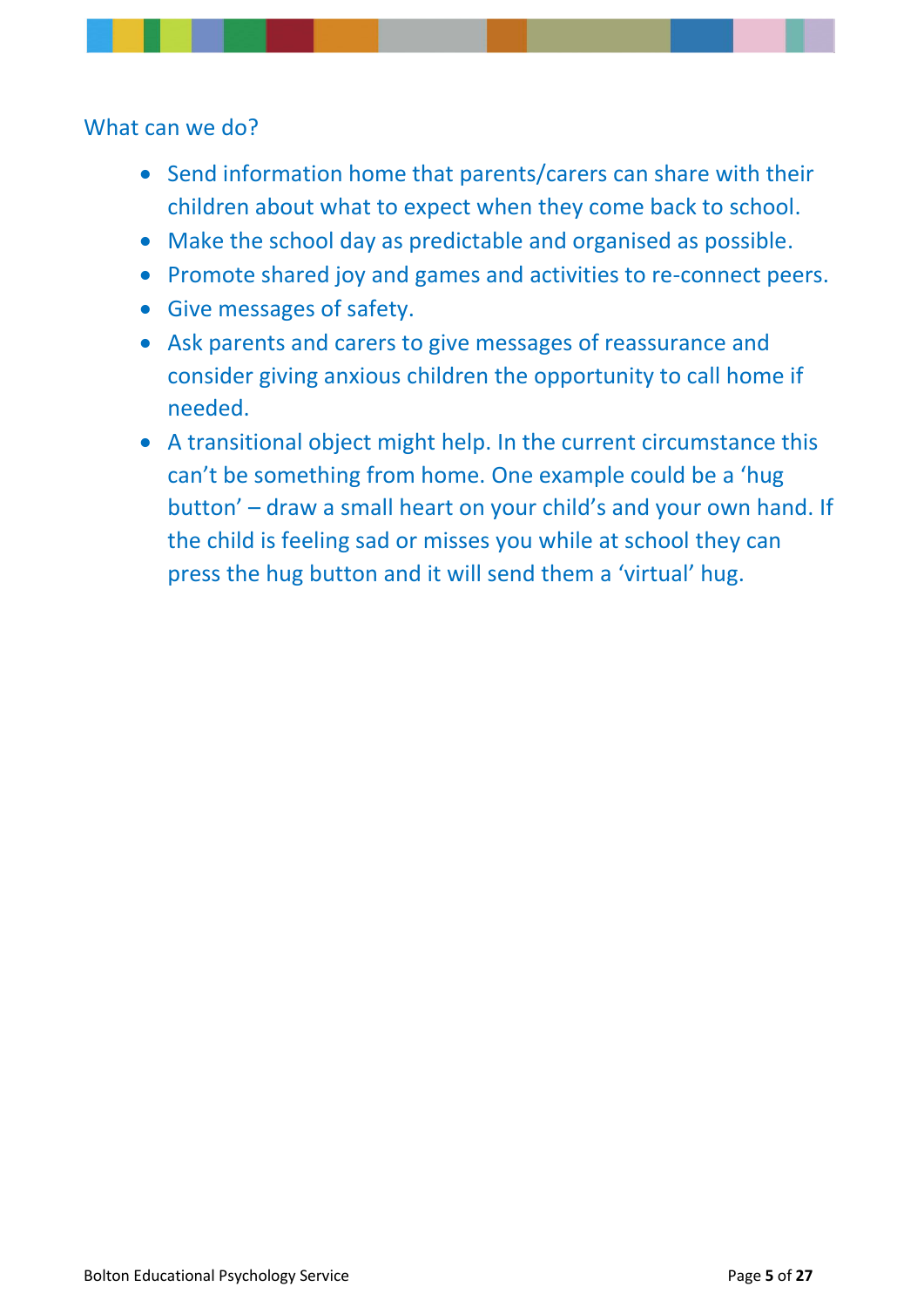## What can we do?

- Send information home that parents/carers can share with their children about what to expect when they come back to school.
- Make the school day as predictable and organised as possible.
- Promote shared joy and games and activities to re-connect peers.
- Give messages of safety.
- Ask parents and carers to give messages of reassurance and consider giving anxious children the opportunity to call home if needed.
- A transitional object might help. In the current circumstance this can't be something from home. One example could be a 'hug button' – draw a small heart on your child's and your own hand. If the child is feeling sad or misses you while at school they can press the hug button and it will send them a 'virtual' hug.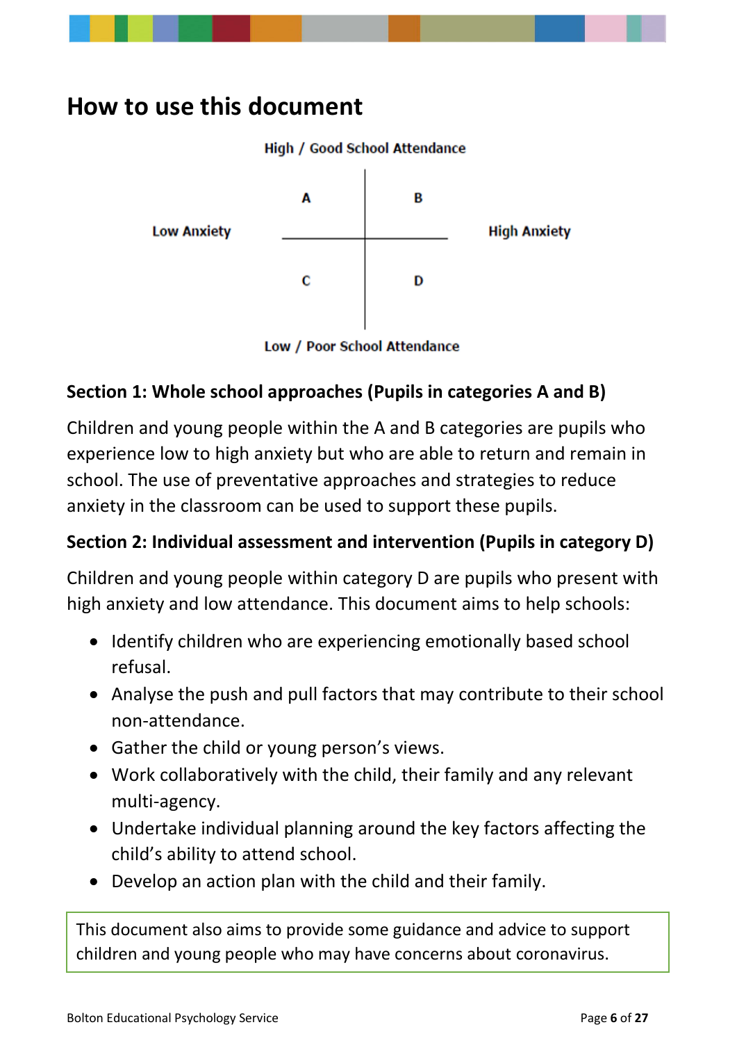# How to use this document

High / Good School Attendance

| Low Anxiety | | | High Anxiety |
|---|---|---|---|
| | A | B | |
| | C | D | |

Low / Poor School Attendance

**Section 1: Whole school approaches (Pupils in categories A and B)**

Children and young people within the A and B categories are pupils who experience low to high anxiety but who are able to return and remain in school. The use of preventative approaches and strategies to reduce anxiety in the classroom can be used to support these pupils.

**Section 2: Individual assessment and intervention (Pupils in category D)**

Children and young people within category D are pupils who present with high anxiety and low attendance. This document aims to help schools:

- Identify children who are experiencing emotionally based school refusal.
- Analyse the push and pull factors that may contribute to their school non-attendance.
- Gather the child or young person's views.
- Work collaboratively with the child, their family and any relevant multi-agency.
- Undertake individual planning around the key factors affecting the child's ability to attend school.
- Develop an action plan with the child and their family.

This document also aims to provide some guidance and advice to support children and young people who may have concerns about coronavirus.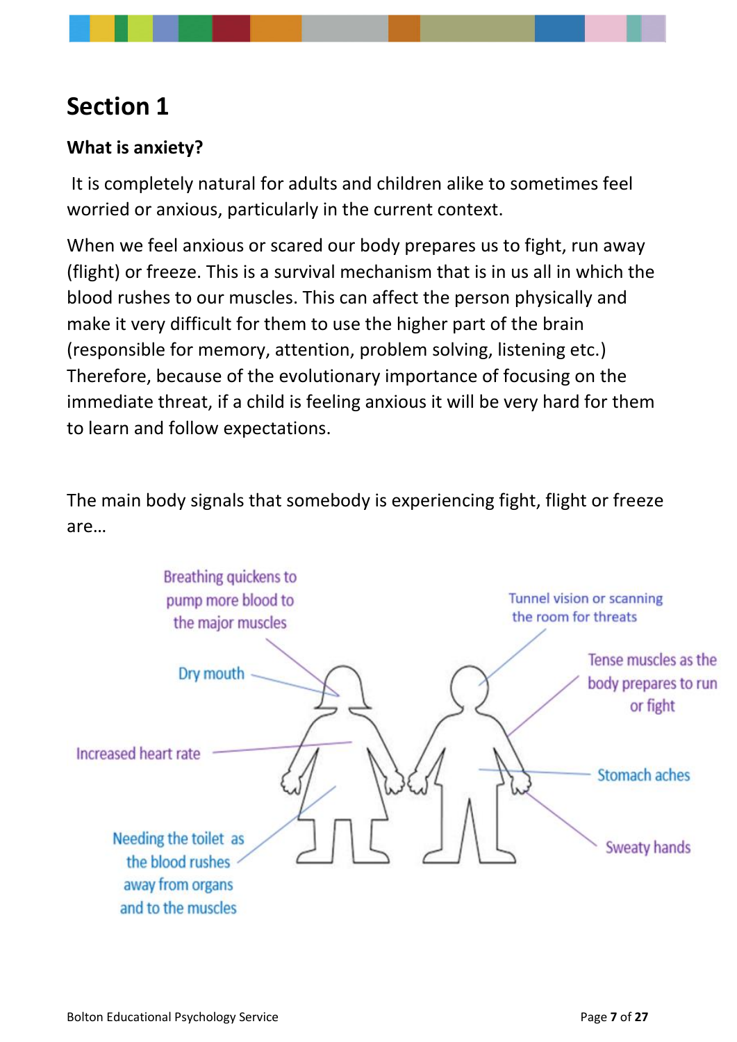# Section 1

## What is anxiety?

It is completely natural for adults and children alike to sometimes feel worried or anxious, particularly in the current context.

When we feel anxious or scared our body prepares us to fight, run away (flight) or freeze. This is a survival mechanism that is in us all in which the blood rushes to our muscles. This can affect the person physically and make it very difficult for them to use the higher part of the brain (responsible for memory, attention, problem solving, listening etc.) Therefore, because of the evolutionary importance of focusing on the immediate threat, if a child is feeling anxious it will be very hard for them to learn and follow expectations.

The main body signals that somebody is experiencing fight, flight or freeze are…

- Breathing quickens to pump more blood to the major muscles
- Dry mouth
- Increased heart rate
- Needing the toilet as the blood rushes away from organs and to the muscles
- Tunnel vision or scanning the room for threats
- Tense muscles as the body prepares to run or fight
- Stomach aches
- Sweaty hands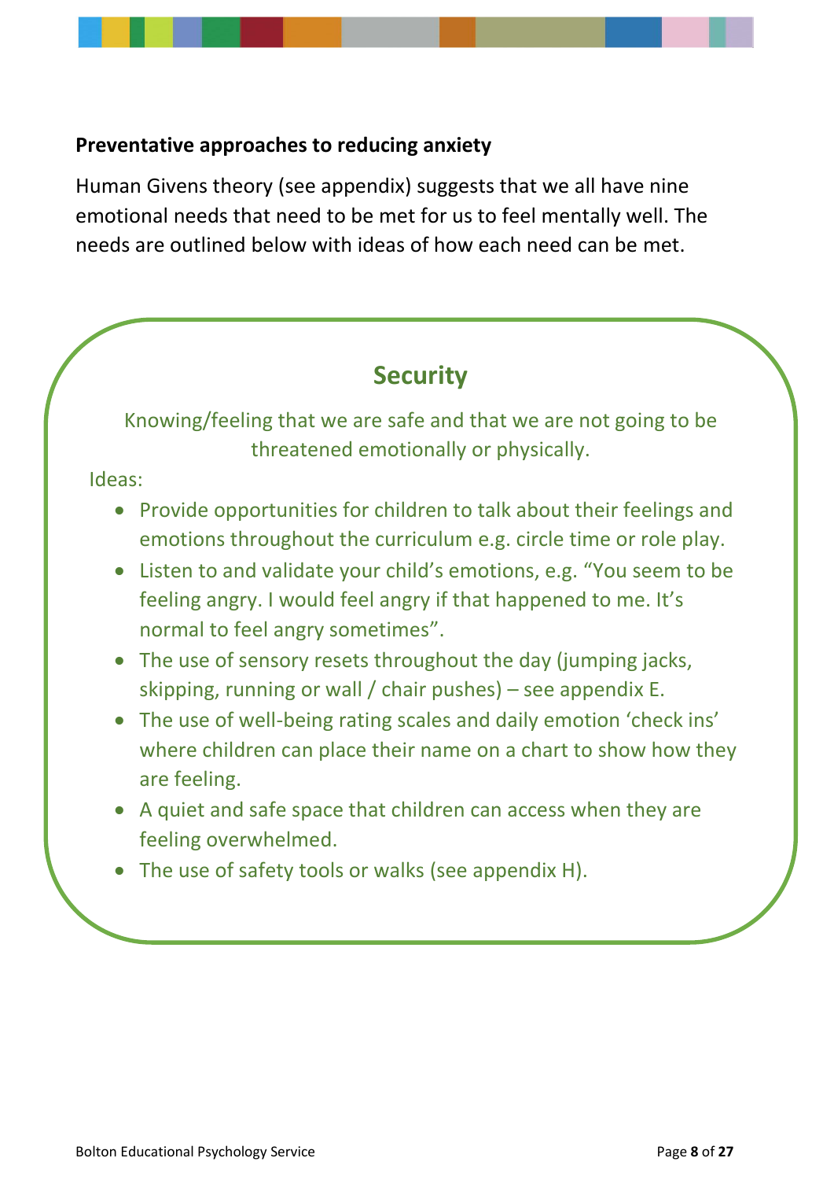**Preventative approaches to reducing anxiety**

Human Givens theory (see appendix) suggests that we all have nine emotional needs that need to be met for us to feel mentally well. The needs are outlined below with ideas of how each need can be met.

## Security

Knowing/feeling that we are safe and that we are not going to be threatened emotionally or physically.

Ideas:

- Provide opportunities for children to talk about their feelings and emotions throughout the curriculum e.g. circle time or role play.
- Listen to and validate your child's emotions, e.g. "You seem to be feeling angry. I would feel angry if that happened to me. It's normal to feel angry sometimes".
- The use of sensory resets throughout the day (jumping jacks, skipping, running or wall / chair pushes) – see appendix E.
- The use of well-being rating scales and daily emotion 'check ins' where children can place their name on a chart to show how they are feeling.
- A quiet and safe space that children can access when they are feeling overwhelmed.
- The use of safety tools or walks (see appendix H).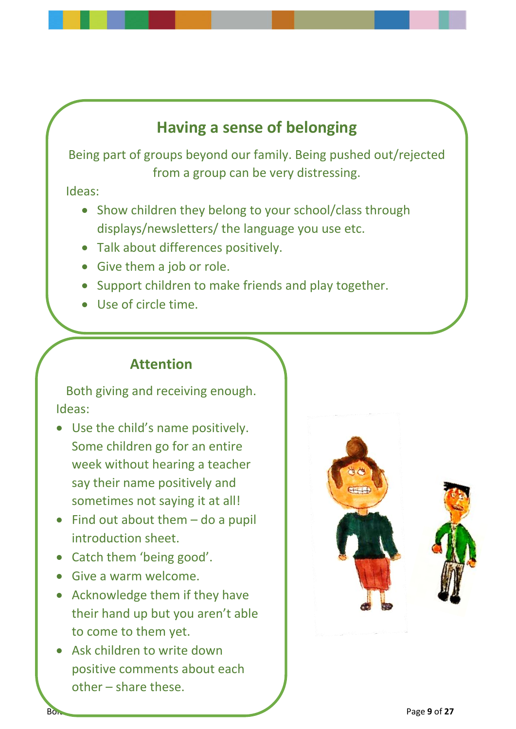## Having a sense of belonging

Being part of groups beyond our family. Being pushed out/rejected from a group can be very distressing.

Ideas:

- Show children they belong to your school/class through displays/newsletters/ the language you use etc.
- Talk about differences positively.
- Give them a job or role.
- Support children to make friends and play together.
- Use of circle time.

## Attention

Both giving and receiving enough.

Ideas:

- Use the child's name positively. Some children go for an entire week without hearing a teacher say their name positively and sometimes not saying it at all!
- Find out about them – do a pupil introduction sheet.
- Catch them 'being good'.
- Give a warm welcome.
- Acknowledge them if they have their hand up but you aren't able to come to them yet.
- Ask children to write down positive comments about each other – share these.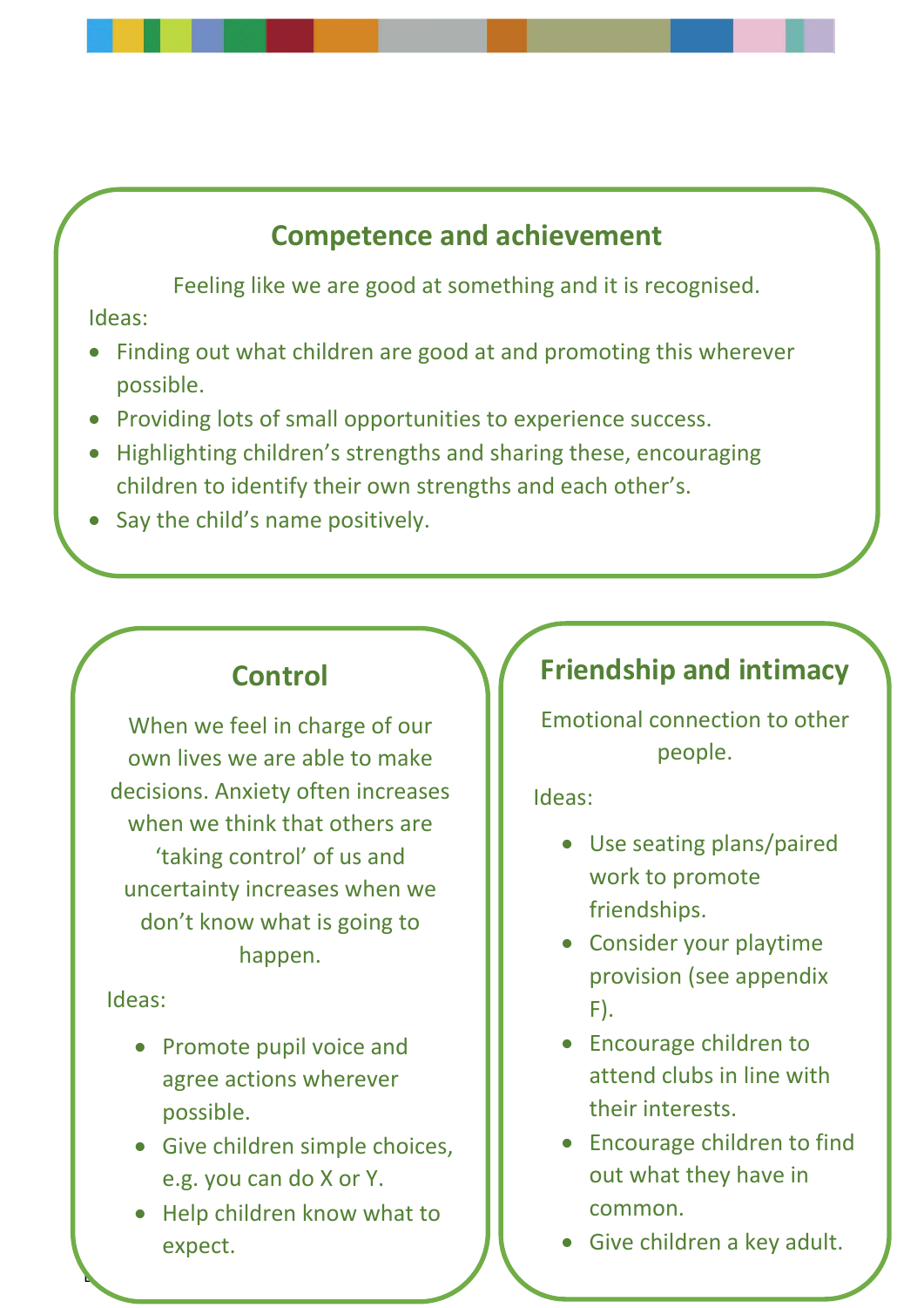## Competence and achievement

Feeling like we are good at something and it is recognised.

Ideas:

- Finding out what children are good at and promoting this wherever possible.
- Providing lots of small opportunities to experience success.
- Highlighting children's strengths and sharing these, encouraging children to identify their own strengths and each other's.
- Say the child's name positively.

## Control

When we feel in charge of our own lives we are able to make decisions. Anxiety often increases when we think that others are 'taking control' of us and uncertainty increases when we don't know what is going to happen.

Ideas:

- Promote pupil voice and agree actions wherever possible.
- Give children simple choices, e.g. you can do X or Y.
- Help children know what to expect.

## Friendship and intimacy

Emotional connection to other people.

Ideas:

- Use seating plans/paired work to promote friendships.
- Consider your playtime provision (see appendix F).
- Encourage children to attend clubs in line with their interests.
- Encourage children to find out what they have in common.
- Give children a key adult.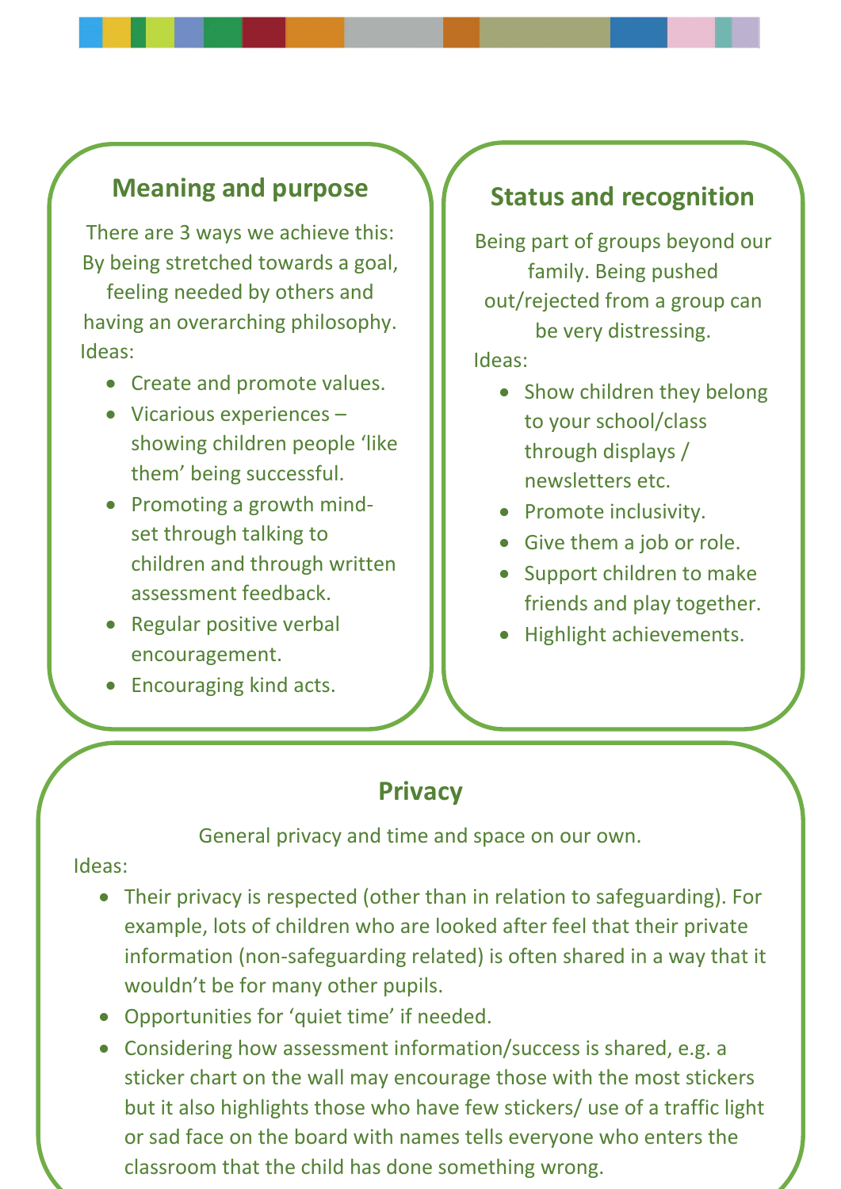## Meaning and purpose

There are 3 ways we achieve this: By being stretched towards a goal, feeling needed by others and having an overarching philosophy.

Ideas:

- Create and promote values.
- Vicarious experiences – showing children people 'like them' being successful.
- Promoting a growth mind-set through talking to children and through written assessment feedback.
- Regular positive verbal encouragement.
- Encouraging kind acts.

## Status and recognition

Being part of groups beyond our family. Being pushed out/rejected from a group can be very distressing.

Ideas:

- Show children they belong to your school/class through displays / newsletters etc.
- Promote inclusivity.
- Give them a job or role.
- Support children to make friends and play together.
- Highlight achievements.

## Privacy

General privacy and time and space on our own.

Ideas:

- Their privacy is respected (other than in relation to safeguarding). For example, lots of children who are looked after feel that their private information (non-safeguarding related) is often shared in a way that it wouldn't be for many other pupils.
- Opportunities for 'quiet time' if needed.
- Considering how assessment information/success is shared, e.g. a sticker chart on the wall may encourage those with the most stickers but it also highlights those who have few stickers/ use of a traffic light or sad face on the board with names tells everyone who enters the classroom that the child has done something wrong.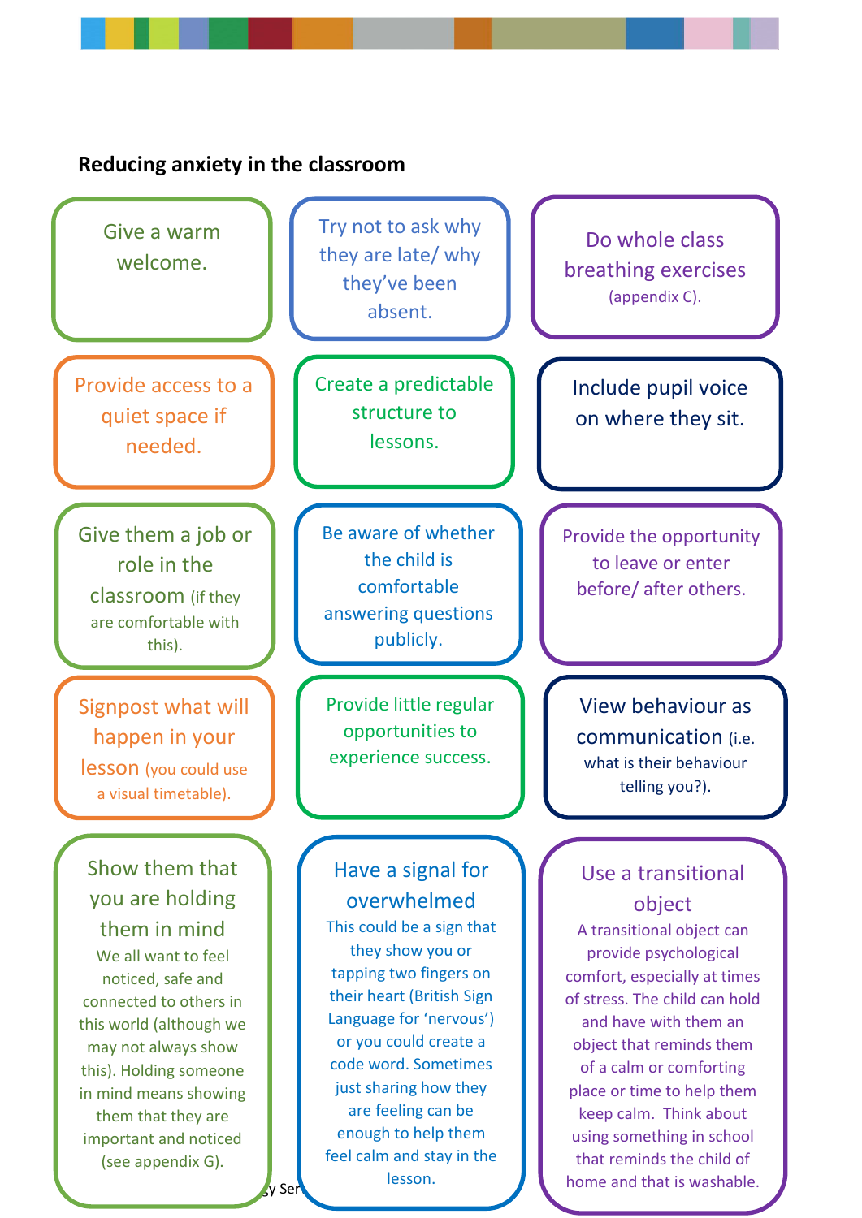**Reducing anxiety in the classroom**

- Give a warm welcome.
- Try not to ask why they are late/ why they've been absent.
- Do whole class breathing exercises (appendix C).
- Provide access to a quiet space if needed.
- Create a predictable structure to lessons.
- Include pupil voice on where they sit.
- Give them a job or role in the classroom (if they are comfortable with this).
- Be aware of whether the child is comfortable answering questions publicly.
- Provide the opportunity to leave or enter before/ after others.
- Signpost what will happen in your lesson (you could use a visual timetable).
- Provide little regular opportunities to experience success.
- View behaviour as communication (i.e. what is their behaviour telling you?).
- **Show them that you are holding them in mind**
  We all want to feel noticed, safe and connected to others in this world (although we may not always show this). Holding someone in mind means showing them that they are important and noticed (see appendix G).
- **Have a signal for overwhelmed**
  This could be a sign that they show you or tapping two fingers on their heart (British Sign Language for 'nervous') or you could create a code word. Sometimes just sharing how they are feeling can be enough to help them feel calm and stay in the lesson.
- **Use a transitional object**
  A transitional object can provide psychological comfort, especially at times of stress. The child can hold and have with them an object that reminds them of a calm or comforting place or time to help them keep calm. Think about using something in school that reminds the child of home and that is washable.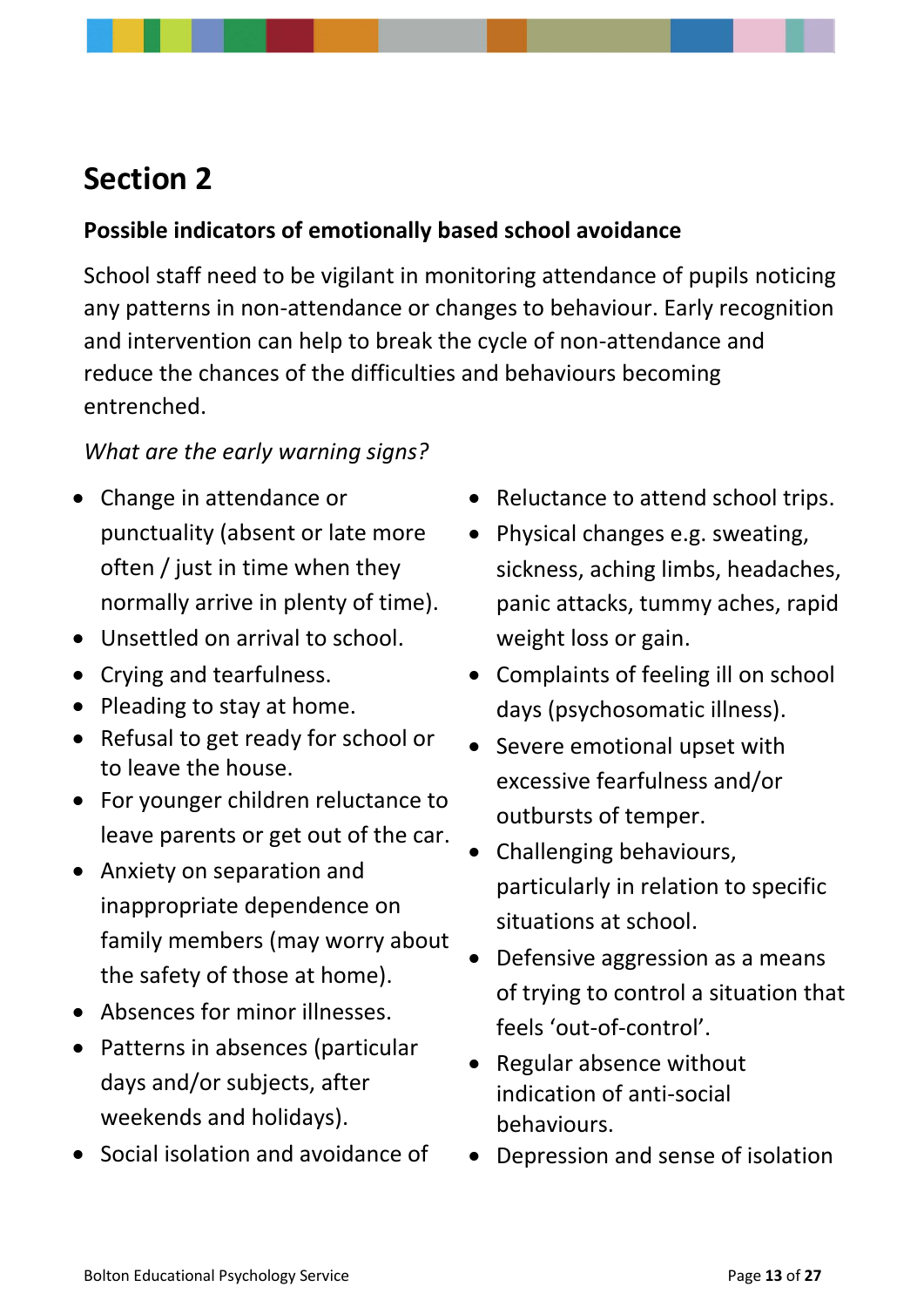## Section 2

**Possible indicators of emotionally based school avoidance**

School staff need to be vigilant in monitoring attendance of pupils noticing any patterns in non-attendance or changes to behaviour. Early recognition and intervention can help to break the cycle of non-attendance and reduce the chances of the difficulties and behaviours becoming entrenched.

*What are the early warning signs?*

- Change in attendance or punctuality (absent or late more often / just in time when they normally arrive in plenty of time).
- Unsettled on arrival to school.
- Crying and tearfulness.
- Pleading to stay at home.
- Refusal to get ready for school or to leave the house.
- For younger children reluctance to leave parents or get out of the car.
- Anxiety on separation and inappropriate dependence on family members (may worry about the safety of those at home).
- Absences for minor illnesses.
- Patterns in absences (particular days and/or subjects, after weekends and holidays).
- Social isolation and avoidance of
- Reluctance to attend school trips.
- Physical changes e.g. sweating, sickness, aching limbs, headaches, panic attacks, tummy aches, rapid weight loss or gain.
- Complaints of feeling ill on school days (psychosomatic illness).
- Severe emotional upset with excessive fearfulness and/or outbursts of temper.
- Challenging behaviours, particularly in relation to specific situations at school.
- Defensive aggression as a means of trying to control a situation that feels 'out-of-control'.
- Regular absence without indication of anti-social behaviours.
- Depression and sense of isolation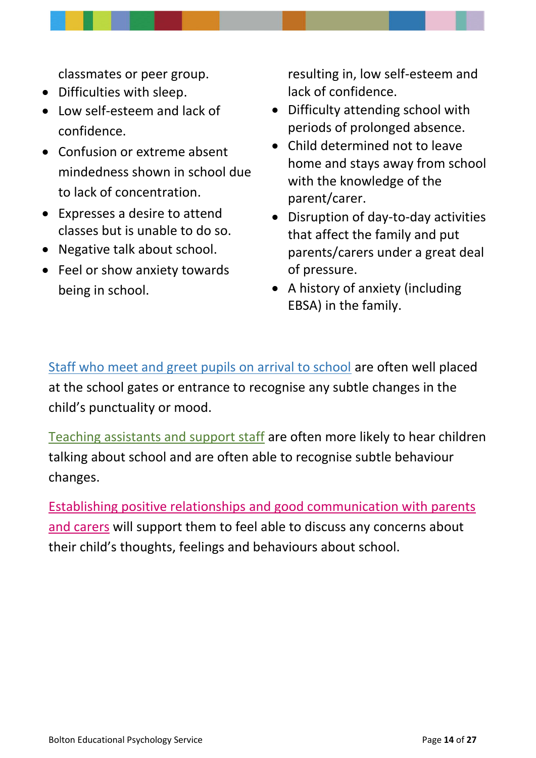classmates or peer group.

- Difficulties with sleep.
- Low self-esteem and lack of confidence.
- Confusion or extreme absent mindedness shown in school due to lack of concentration.
- Expresses a desire to attend classes but is unable to do so.
- Negative talk about school.
- Feel or show anxiety towards being in school.

resulting in, low self-esteem and lack of confidence.

- Difficulty attending school with periods of prolonged absence.
- Child determined not to leave home and stays away from school with the knowledge of the parent/carer.
- Disruption of day-to-day activities that affect the family and put parents/carers under a great deal of pressure.
- A history of anxiety (including EBSA) in the family.

Staff who meet and greet pupils on arrival to school are often well placed at the school gates or entrance to recognise any subtle changes in the child's punctuality or mood.

Teaching assistants and support staff are often more likely to hear children talking about school and are often able to recognise subtle behaviour changes.

Establishing positive relationships and good communication with parents and carers will support them to feel able to discuss any concerns about their child's thoughts, feelings and behaviours about school.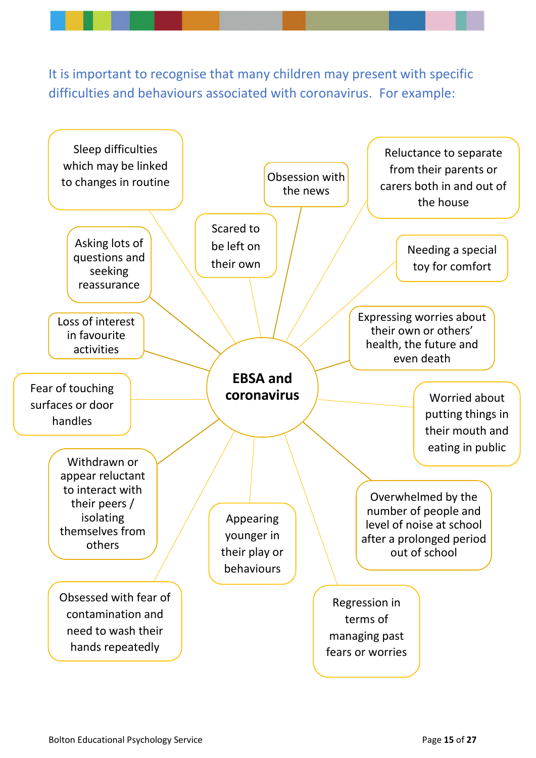It is important to recognise that many children may present with specific difficulties and behaviours associated with coronavirus. For example:

**EBSA and coronavirus**

- Sleep difficulties which may be linked to changes in routine
- Obsession with the news
- Reluctance to separate from their parents or carers both in and out of the house
- Asking lots of questions and seeking reassurance
- Scared to be left on their own
- Needing a special toy for comfort
- Loss of interest in favourite activities
- Expressing worries about their own or others' health, the future and even death
- Fear of touching surfaces or door handles
- Worried about putting things in their mouth and eating in public
- Withdrawn or appear reluctant to interact with their peers / isolating themselves from others
- Overwhelmed by the number of people and level of noise at school after a prolonged period out of school
- Appearing younger in their play or behaviours
- Obsessed with fear of contamination and need to wash their hands repeatedly
- Regression in terms of managing past fears or worries

Bolton Educational Psychology Service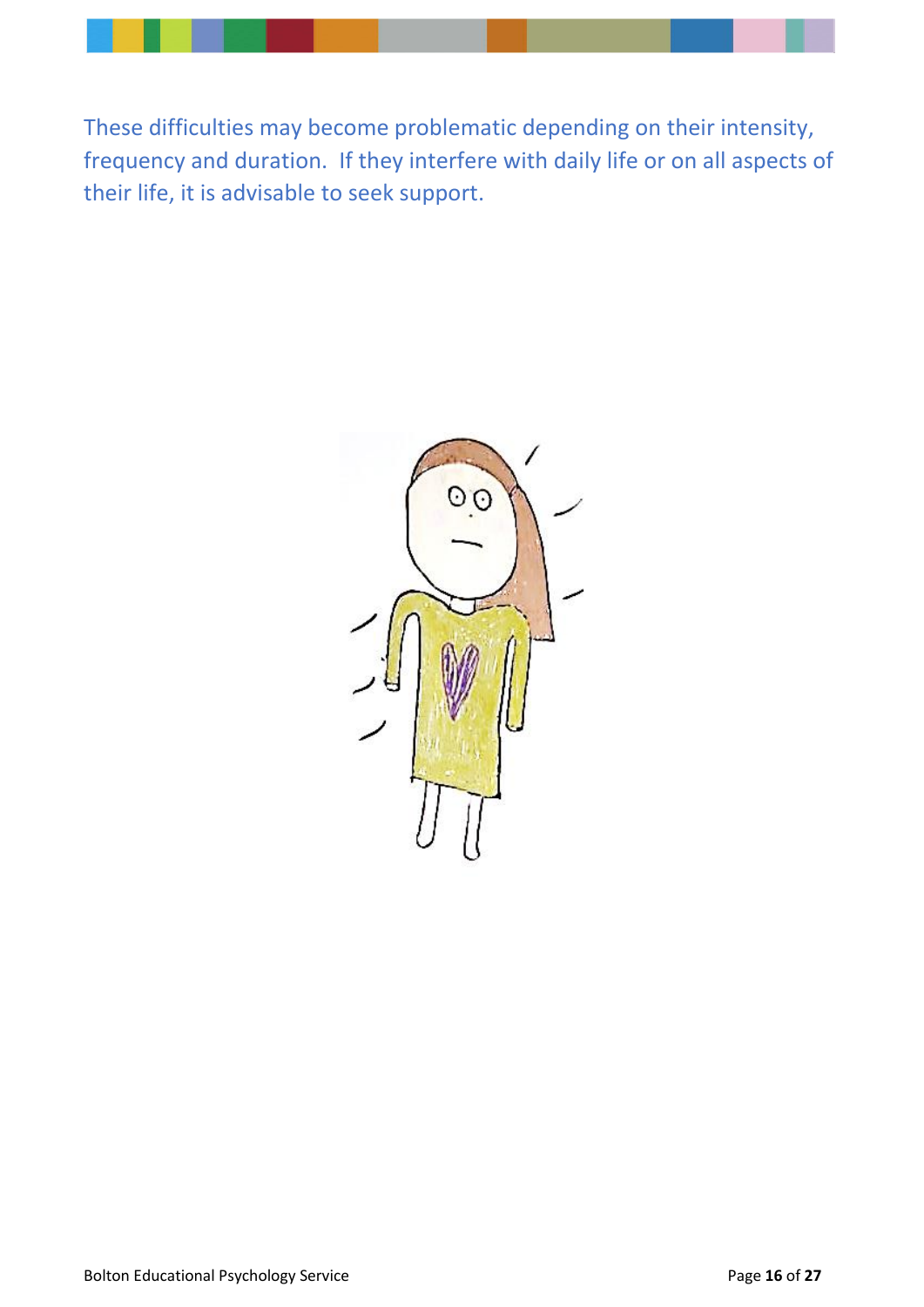These difficulties may become problematic depending on their intensity, frequency and duration. If they interfere with daily life or on all aspects of their life, it is advisable to seek support.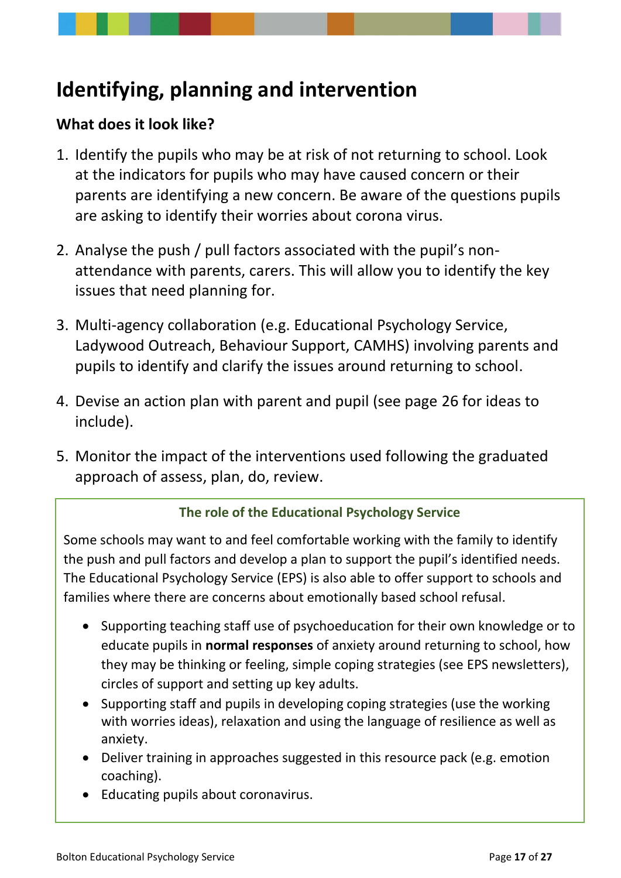# Identifying, planning and intervention

## What does it look like?

1. Identify the pupils who may be at risk of not returning to school. Look at the indicators for pupils who may have caused concern or their parents are identifying a new concern. Be aware of the questions pupils are asking to identify their worries about corona virus.

2. Analyse the push / pull factors associated with the pupil's non-attendance with parents, carers. This will allow you to identify the key issues that need planning for.

3. Multi-agency collaboration (e.g. Educational Psychology Service, Ladywood Outreach, Behaviour Support, CAMHS) involving parents and pupils to identify and clarify the issues around returning to school.

4. Devise an action plan with parent and pupil (see page 26 for ideas to include).

5. Monitor the impact of the interventions used following the graduated approach of assess, plan, do, review.

### The role of the Educational Psychology Service

Some schools may want to and feel comfortable working with the family to identify the push and pull factors and develop a plan to support the pupil's identified needs. The Educational Psychology Service (EPS) is also able to offer support to schools and families where there are concerns about emotionally based school refusal.

- Supporting teaching staff use of psychoeducation for their own knowledge or to educate pupils in **normal responses** of anxiety around returning to school, how they may be thinking or feeling, simple coping strategies (see EPS newsletters), circles of support and setting up key adults.
- Supporting staff and pupils in developing coping strategies (use the working with worries ideas), relaxation and using the language of resilience as well as anxiety.
- Deliver training in approaches suggested in this resource pack (e.g. emotion coaching).
- Educating pupils about coronavirus.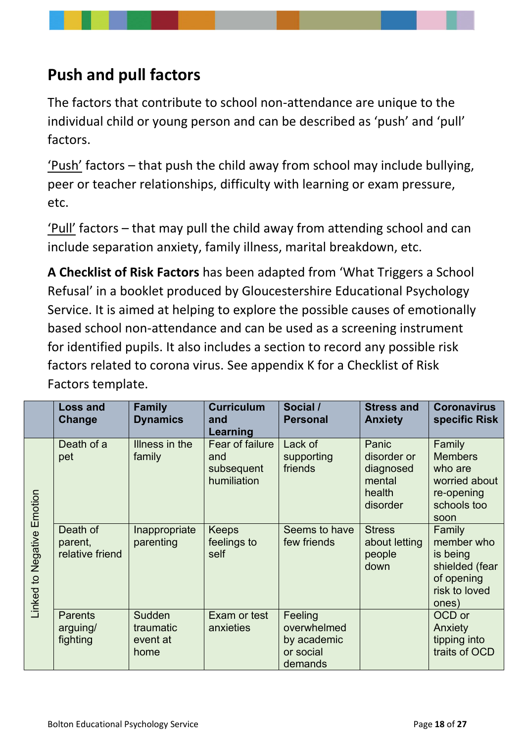## Push and pull factors

The factors that contribute to school non-attendance are unique to the individual child or young person and can be described as 'push' and 'pull' factors.

'Push' factors – that push the child away from school may include bullying, peer or teacher relationships, difficulty with learning or exam pressure, etc.

'Pull' factors – that may pull the child away from attending school and can include separation anxiety, family illness, marital breakdown, etc.

**A Checklist of Risk Factors** has been adapted from 'What Triggers a School Refusal' in a booklet produced by Gloucestershire Educational Psychology Service. It is aimed at helping to explore the possible causes of emotionally based school non-attendance and can be used as a screening instrument for identified pupils. It also includes a section to record any possible risk factors related to corona virus. See appendix K for a Checklist of Risk Factors template.

| | Loss and Change | Family Dynamics | Curriculum and Learning | Social / Personal | Stress and Anxiety | Coronavirus specific Risk |
|---|---|---|---|---|---|---|
| Linked to Negative Emotion | Death of a pet | Illness in the family | Fear of failure and subsequent humiliation | Lack of supporting friends | Panic disorder or diagnosed mental health disorder | Family Members who are worried about re-opening schools too soon |
| | Death of parent, relative friend | Inappropriate parenting | Keeps feelings to self | Seems to have few friends | Stress about letting people down | Family member who is being shielded (fear of opening risk to loved ones) |
| | Parents arguing/ fighting | Sudden traumatic event at home | Exam or test anxieties | Feeling overwhelmed by academic or social demands | | OCD or Anxiety tipping into traits of OCD |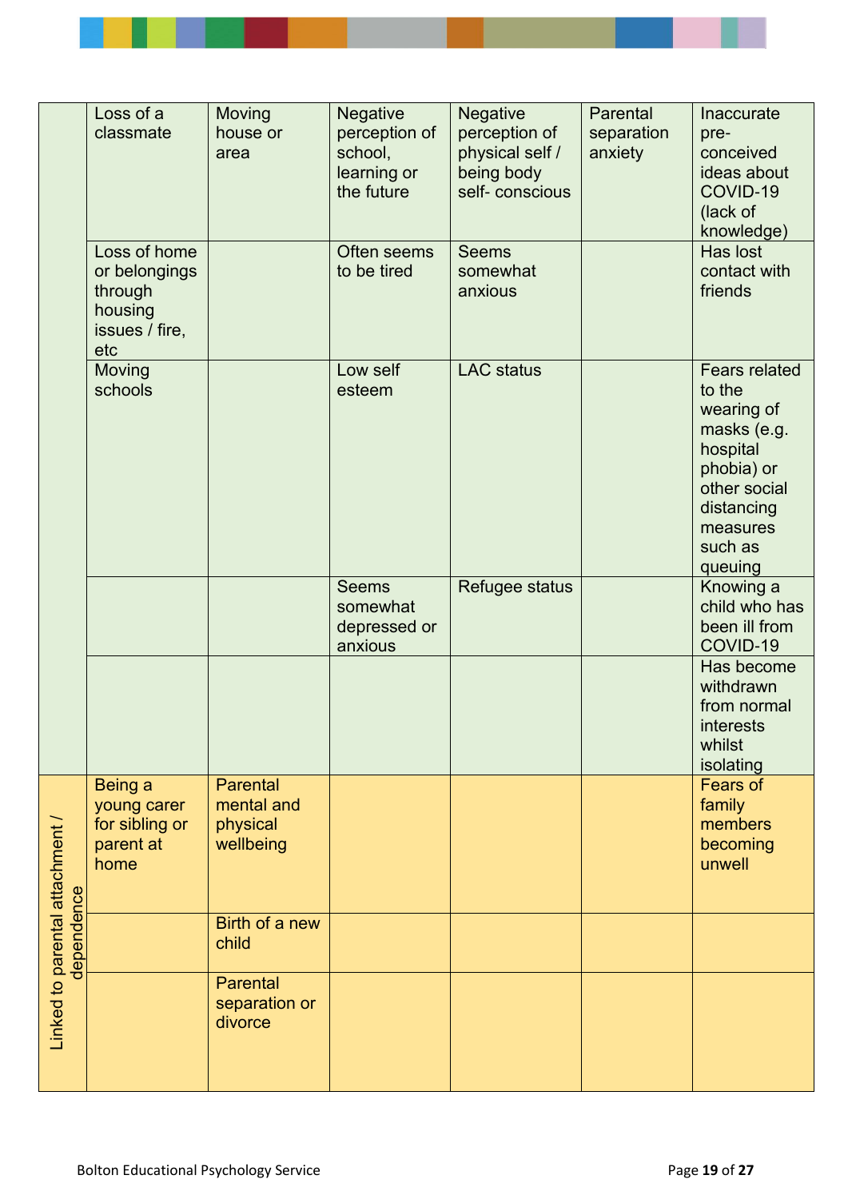| | | | | | | |
|---|---|---|---|---|---|---|
| | Loss of a classmate | Moving house or area | Negative perception of school, learning or the future | Negative perception of physical self / being body self- conscious | Parental separation anxiety | Inaccurate pre-conceived ideas about COVID-19 (lack of knowledge) |
| | Loss of home or belongings through housing issues / fire, etc | | Often seems to be tired | Seems somewhat anxious | | Has lost contact with friends |
| | Moving schools | | Low self esteem | LAC status | | Fears related to the wearing of masks (e.g. hospital phobia) or other social distancing measures such as queuing |
| | | | Seems somewhat depressed or anxious | Refugee status | | Knowing a child who has been ill from COVID-19 |
| | | | | | | Has become withdrawn from normal interests whilst isolating |
| Linked to parental attachment / dependence | Being a young carer for sibling or parent at home | Parental mental and physical wellbeing | | | | Fears of family members becoming unwell |
| | | Birth of a new child | | | | |
| | | Parental separation or divorce | | | | |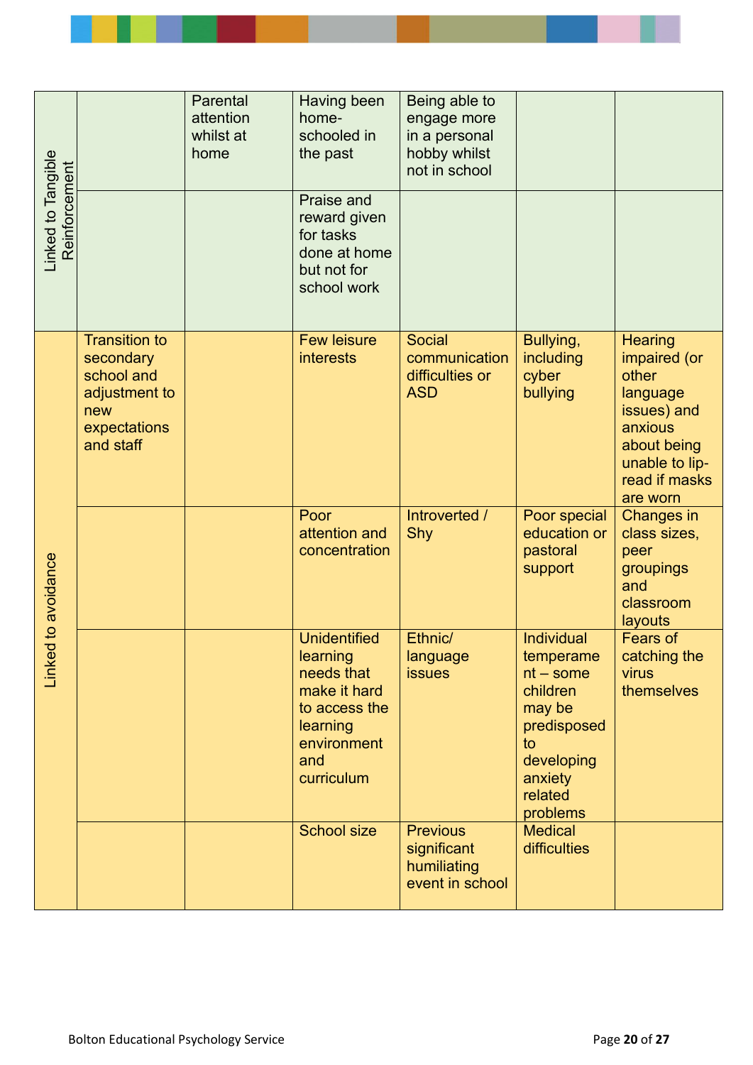| | | | | | | |
|---|---|---|---|---|---|---|
| Linked to Tangible Reinforcement | | Parental attention whilst at home | Having been home-schooled in the past | Being able to engage more in a personal hobby whilst not in school | | |
| | | | Praise and reward given for tasks done at home but not for school work | | | |
| Linked to avoidance | Transition to secondary school and adjustment to new expectations and staff | | Few leisure interests | Social communication difficulties or ASD | Bullying, including cyber bullying | Hearing impaired (or other language issues) and anxious about being unable to lip-read if masks are worn |
| | | | Poor attention and concentration | Introverted / Shy | Poor special education or pastoral support | Changes in class sizes, peer groupings and classroom layouts |
| | | | Unidentified learning needs that make it hard to access the learning environment and curriculum | Ethnic/ language issues | Individual temperament – some children may be predisposed to developing anxiety related problems | Fears of catching the virus themselves |
| | | | School size | Previous significant humiliating event in school | Medical difficulties | |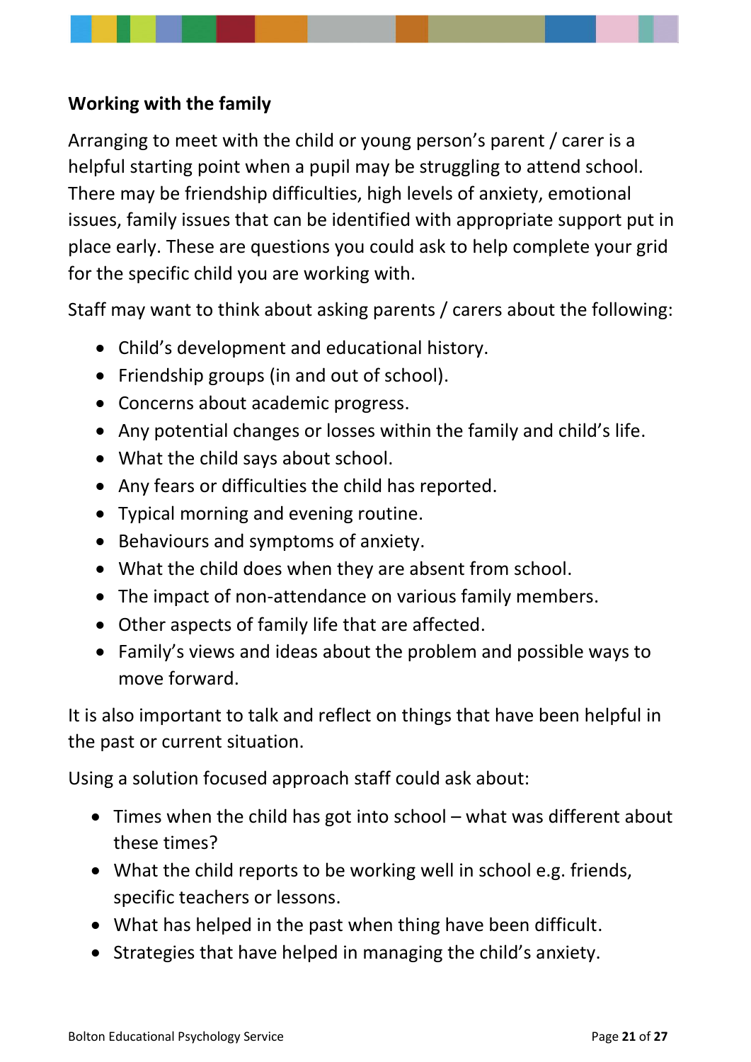## Working with the family

Arranging to meet with the child or young person's parent / carer is a helpful starting point when a pupil may be struggling to attend school. There may be friendship difficulties, high levels of anxiety, emotional issues, family issues that can be identified with appropriate support put in place early. These are questions you could ask to help complete your grid for the specific child you are working with.

Staff may want to think about asking parents / carers about the following:

- Child's development and educational history.
- Friendship groups (in and out of school).
- Concerns about academic progress.
- Any potential changes or losses within the family and child's life.
- What the child says about school.
- Any fears or difficulties the child has reported.
- Typical morning and evening routine.
- Behaviours and symptoms of anxiety.
- What the child does when they are absent from school.
- The impact of non-attendance on various family members.
- Other aspects of family life that are affected.
- Family's views and ideas about the problem and possible ways to move forward.

It is also important to talk and reflect on things that have been helpful in the past or current situation.

Using a solution focused approach staff could ask about:

- Times when the child has got into school – what was different about these times?
- What the child reports to be working well in school e.g. friends, specific teachers or lessons.
- What has helped in the past when thing have been difficult.
- Strategies that have helped in managing the child's anxiety.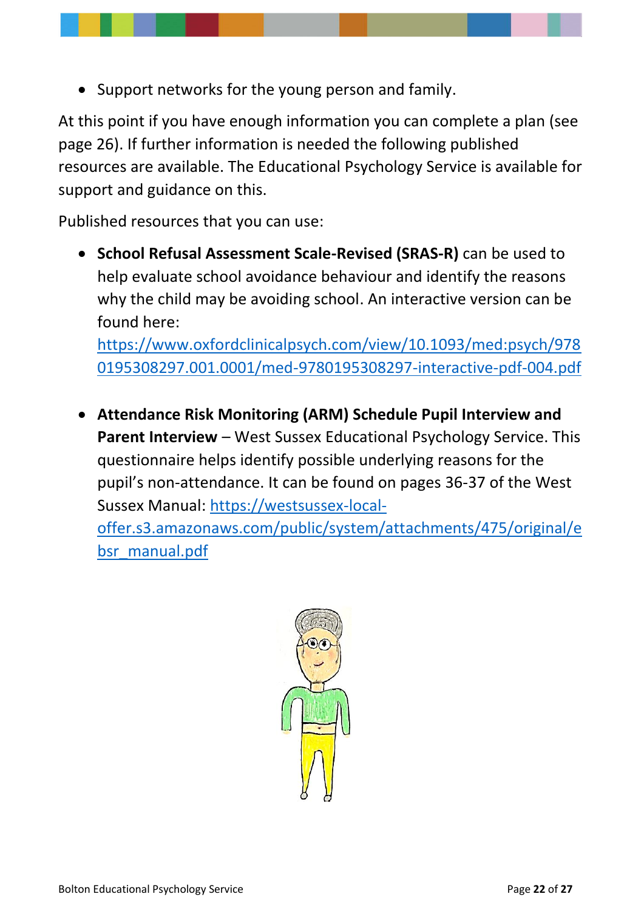- Support networks for the young person and family.

At this point if you have enough information you can complete a plan (see page 26). If further information is needed the following published resources are available. The Educational Psychology Service is available for support and guidance on this.

Published resources that you can use:

- **School Refusal Assessment Scale-Revised (SRAS-R)** can be used to help evaluate school avoidance behaviour and identify the reasons why the child may be avoiding school. An interactive version can be found here: https://www.oxfordclinicalpsych.com/view/10.1093/med:psych/9780195308297.001.0001/med-9780195308297-interactive-pdf-004.pdf

- **Attendance Risk Monitoring (ARM) Schedule Pupil Interview and Parent Interview** – West Sussex Educational Psychology Service. This questionnaire helps identify possible underlying reasons for the pupil's non-attendance. It can be found on pages 36-37 of the West Sussex Manual: https://westsussex-local-offer.s3.amazonaws.com/public/system/attachments/475/original/ebsr_manual.pdf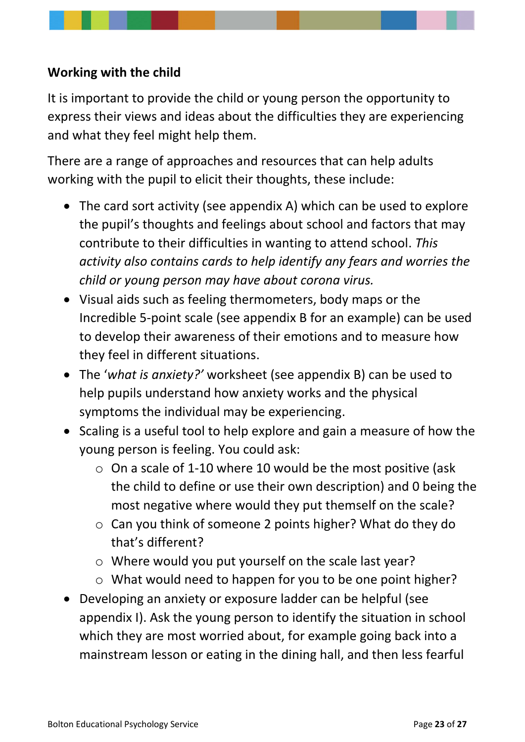**Working with the child**

It is important to provide the child or young person the opportunity to express their views and ideas about the difficulties they are experiencing and what they feel might help them.

There are a range of approaches and resources that can help adults working with the pupil to elicit their thoughts, these include:

- The card sort activity (see appendix A) which can be used to explore the pupil's thoughts and feelings about school and factors that may contribute to their difficulties in wanting to attend school. *This activity also contains cards to help identify any fears and worries the child or young person may have about corona virus.*
- Visual aids such as feeling thermometers, body maps or the Incredible 5-point scale (see appendix B for an example) can be used to develop their awareness of their emotions and to measure how they feel in different situations.
- The '*what is anxiety?'* worksheet (see appendix B) can be used to help pupils understand how anxiety works and the physical symptoms the individual may be experiencing.
- Scaling is a useful tool to help explore and gain a measure of how the young person is feeling. You could ask:
  - On a scale of 1-10 where 10 would be the most positive (ask the child to define or use their own description) and 0 being the most negative where would they put themself on the scale?
  - Can you think of someone 2 points higher? What do they do that's different?
  - Where would you put yourself on the scale last year?
  - What would need to happen for you to be one point higher?
- Developing an anxiety or exposure ladder can be helpful (see appendix I). Ask the young person to identify the situation in school which they are most worried about, for example going back into a mainstream lesson or eating in the dining hall, and then less fearful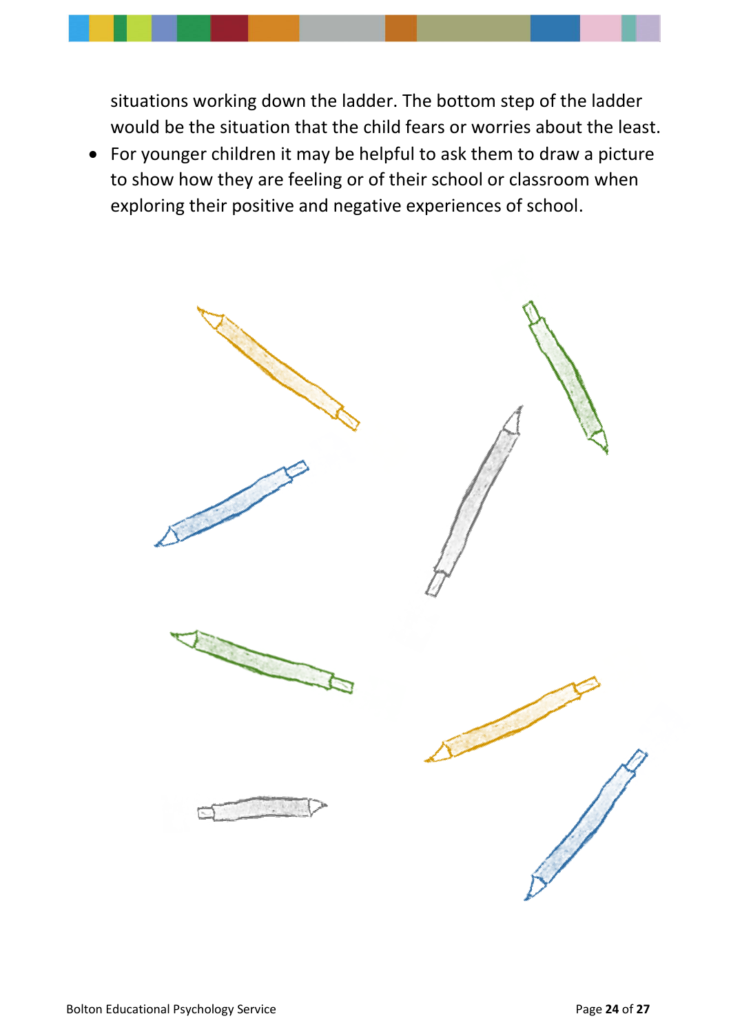situations working down the ladder. The bottom step of the ladder would be the situation that the child fears or worries about the least.

- For younger children it may be helpful to ask them to draw a picture to show how they are feeling or of their school or classroom when exploring their positive and negative experiences of school.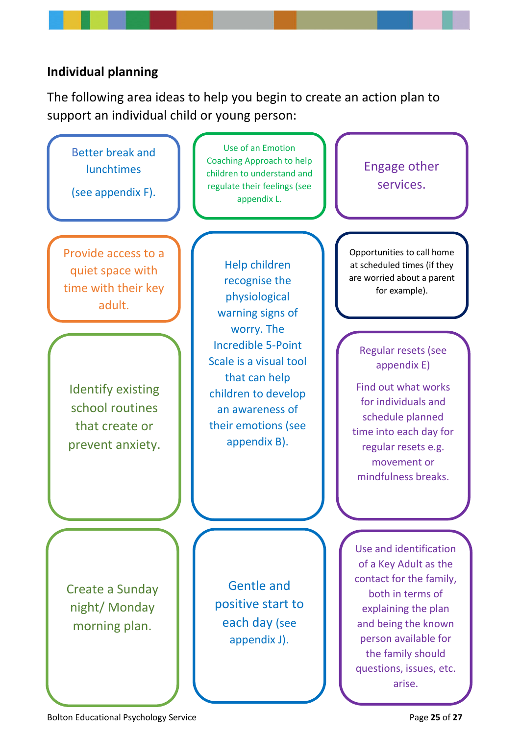### Individual planning

The following area ideas to help you begin to create an action plan to support an individual child or young person:

- Better break and lunchtimes (see appendix F).
- Use of an Emotion Coaching Approach to help children to understand and regulate their feelings (see appendix L.
- Engage other services.
- Provide access to a quiet space with time with their key adult.
- Help children recognise the physiological warning signs of worry. The Incredible 5-Point Scale is a visual tool that can help children to develop an awareness of their emotions (see appendix B).
- Opportunities to call home at scheduled times (if they are worried about a parent for example).
- Identify existing school routines that create or prevent anxiety.
- Regular resets (see appendix E)

  Find out what works for individuals and schedule planned time into each day for regular resets e.g. movement or mindfulness breaks.
- Create a Sunday night/ Monday morning plan.
- Gentle and positive start to each day (see appendix J).
- Use and identification of a Key Adult as the contact for the family, both in terms of explaining the plan and being the known person available for the family should questions, issues, etc. arise.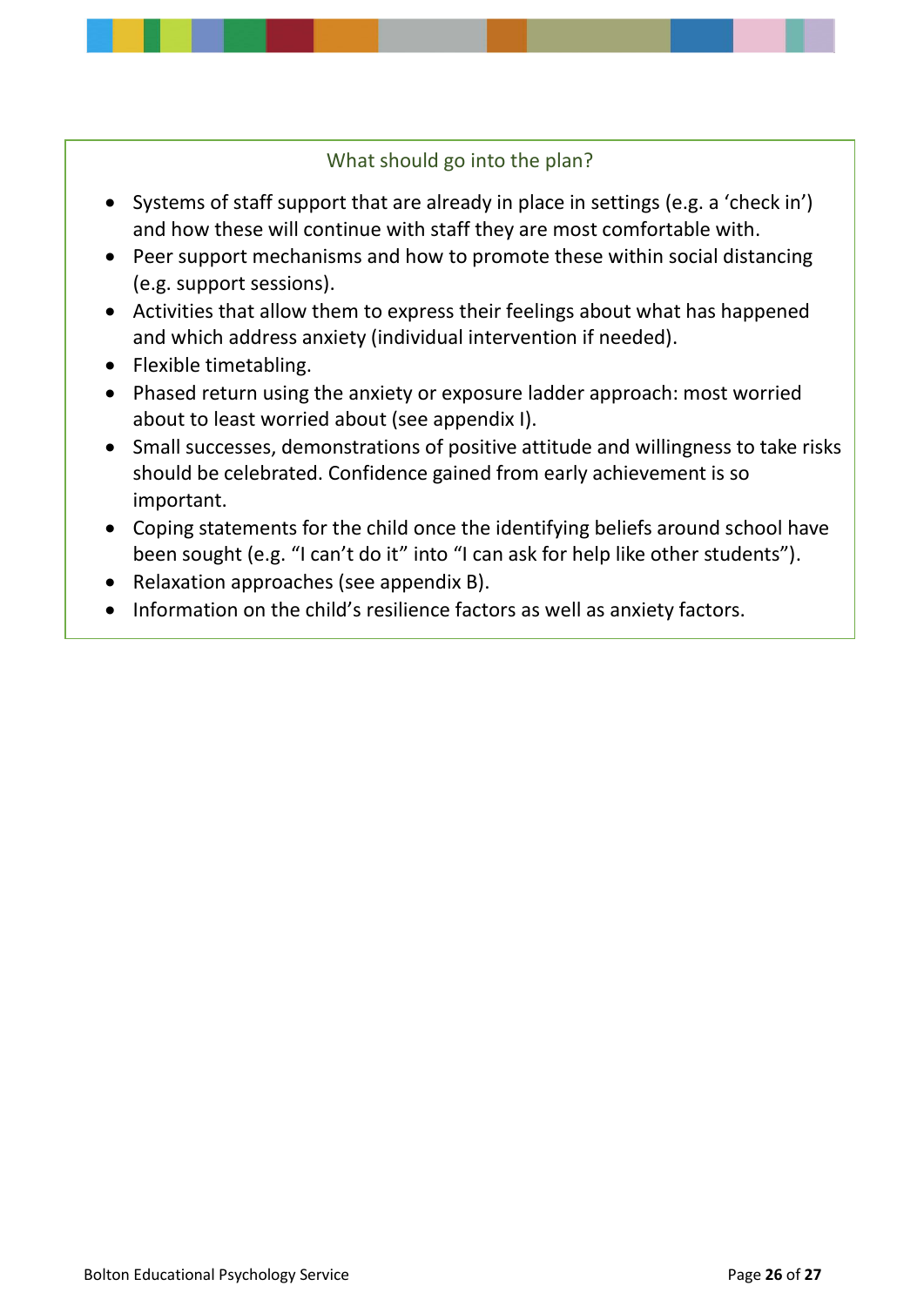### What should go into the plan?

- Systems of staff support that are already in place in settings (e.g. a 'check in') and how these will continue with staff they are most comfortable with.
- Peer support mechanisms and how to promote these within social distancing (e.g. support sessions).
- Activities that allow them to express their feelings about what has happened and which address anxiety (individual intervention if needed).
- Flexible timetabling.
- Phased return using the anxiety or exposure ladder approach: most worried about to least worried about (see appendix I).
- Small successes, demonstrations of positive attitude and willingness to take risks should be celebrated. Confidence gained from early achievement is so important.
- Coping statements for the child once the identifying beliefs around school have been sought (e.g. "I can't do it" into "I can ask for help like other students").
- Relaxation approaches (see appendix B).
- Information on the child's resilience factors as well as anxiety factors.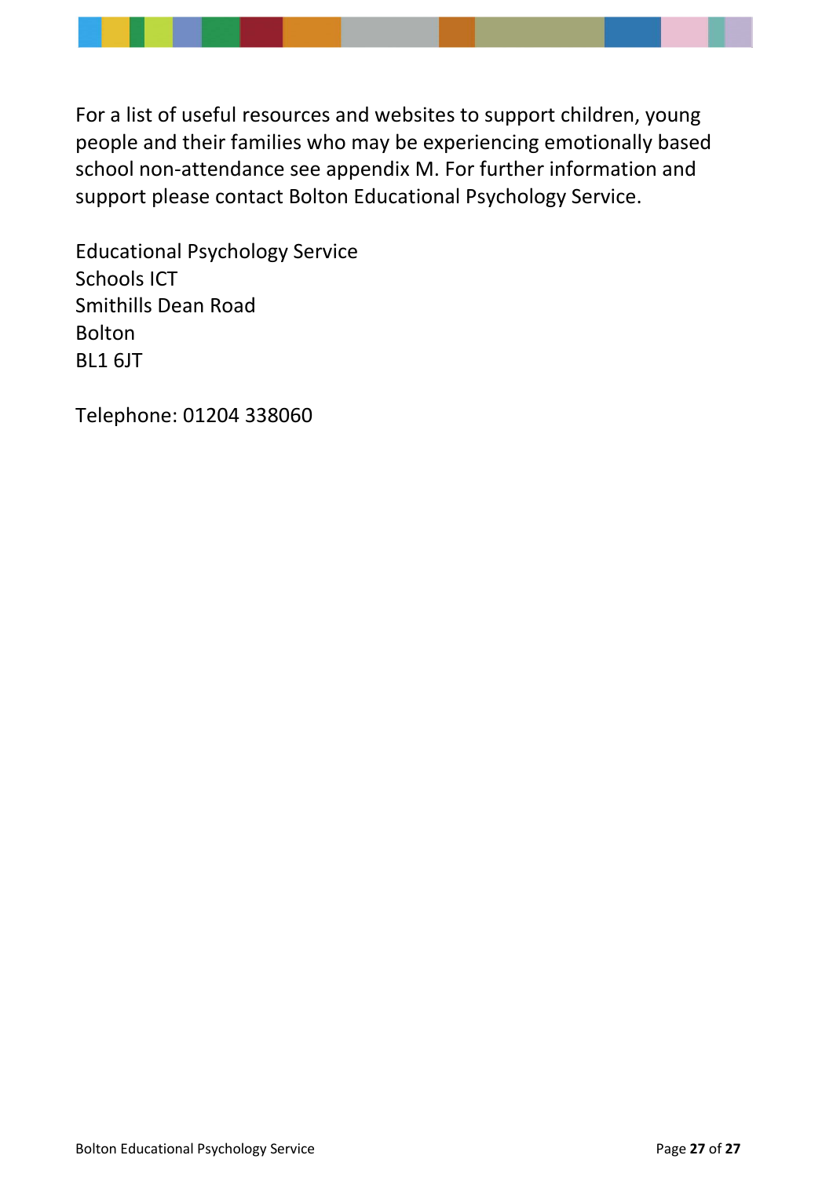For a list of useful resources and websites to support children, young people and their families who may be experiencing emotionally based school non-attendance see appendix M. For further information and support please contact Bolton Educational Psychology Service.

Educational Psychology Service
Schools ICT
Smithills Dean Road
Bolton
BL1 6JT

Telephone: 01204 338060